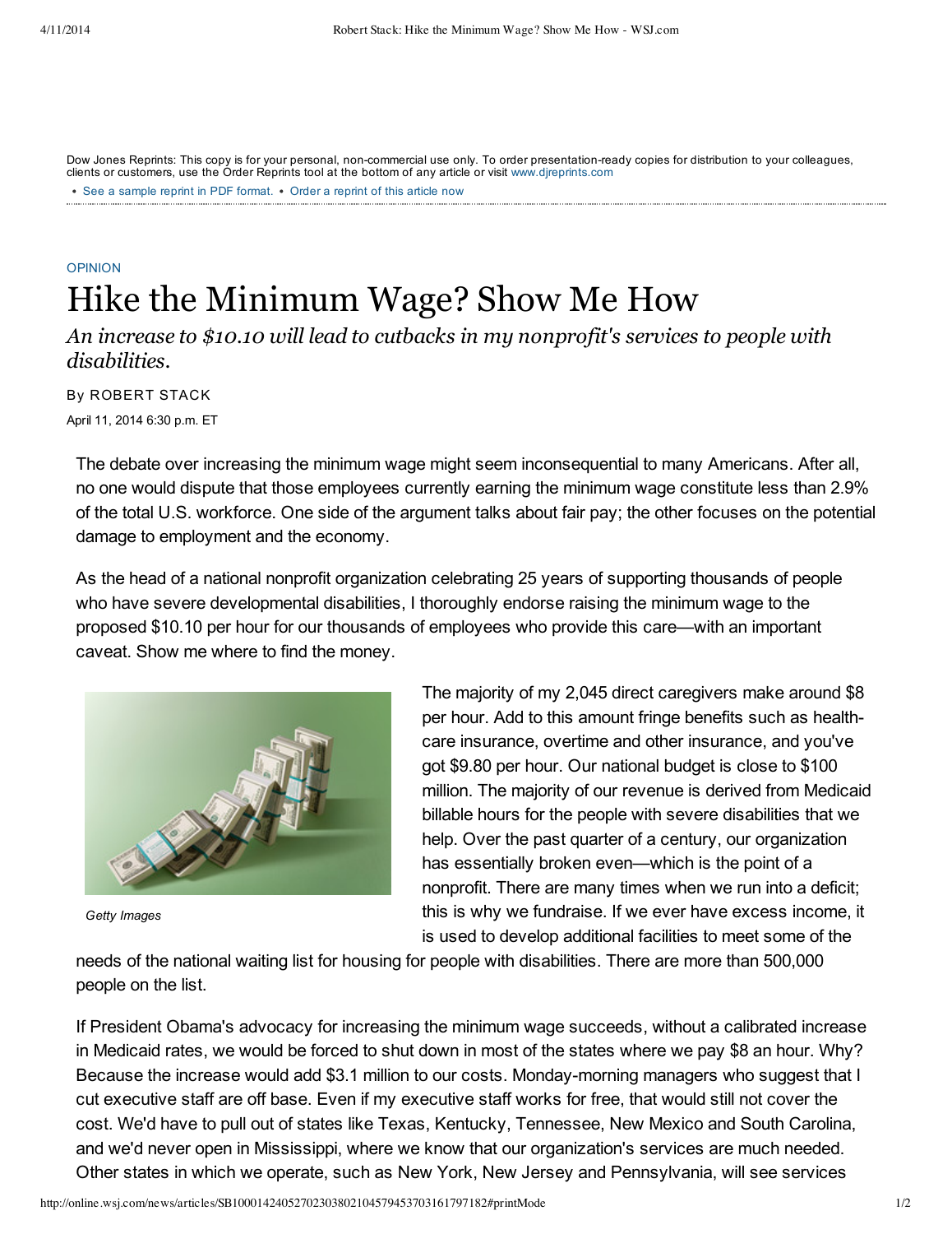Dow Jones Reprints: This copy is for your personal, non-commercial use only. To order presentation-ready copies for distribution to your colleagues, clients or customers, use the Order Reprints tool at the bottom of any article or visit www.djreprints.com

- See a sample reprint in PDF format.
- Order a reprint of this article now

OPINION

# Hike the Minimum Wage? Show Me How

*An increase to $10.10 will lead to cutbacks in my nonprofit's services to people with disabilities.*

By ROBERT STACK

April 11, 2014 6:30 p.m. ET

The debate over increasing the minimum wage might seem inconsequential to many Americans. After all, no one would dispute that those employees currently earning the minimum wage constitute less than 2.9% of the total U.S. workforce. One side of the argument talks about fair pay; the other focuses on the potential damage to employment and the economy.

As the head of a national nonprofit organization celebrating 25 years of supporting thousands of people who have severe developmental disabilities, I thoroughly endorse raising the minimum wage to the proposed $10.10 per hour for our thousands of employees who provide this care—with an important caveat. Show me where to find the money.

Getty Images

The majority of my 2,045 direct caregivers make around $8 per hour. Add to this amount fringe benefits such as health-care insurance, overtime and other insurance, and you've got $9.80 per hour. Our national budget is close to $100 million. The majority of our revenue is derived from Medicaid billable hours for the people with severe disabilities that we help. Over the past quarter of a century, our organization has essentially broken even—which is the point of a nonprofit. There are many times when we run into a deficit; this is why we fundraise. If we ever have excess income, it is used to develop additional facilities to meet some of the needs of the national waiting list for housing for people with disabilities. There are more than 500,000 people on the list.

If President Obama's advocacy for increasing the minimum wage succeeds, without a calibrated increase in Medicaid rates, we would be forced to shut down in most of the states where we pay $8 an hour. Why? Because the increase would add $3.1 million to our costs. Monday-morning managers who suggest that I cut executive staff are off base. Even if my executive staff works for free, that would still not cover the cost. We'd have to pull out of states like Texas, Kentucky, Tennessee, New Mexico and South Carolina, and we'd never open in Mississippi, where we know that our organization's services are much needed. Other states in which we operate, such as New York, New Jersey and Pennsylvania, will see services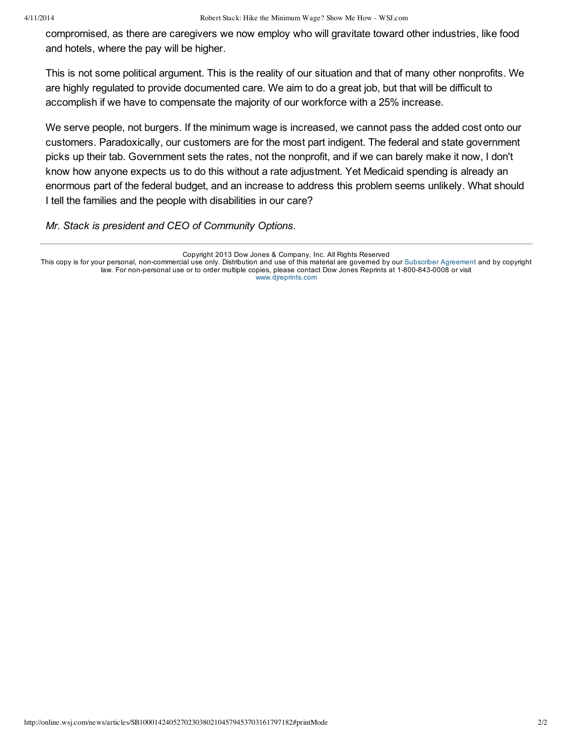compromised, as there are caregivers we now employ who will gravitate toward other industries, like food and hotels, where the pay will be higher.

This is not some political argument. This is the reality of our situation and that of many other nonprofits. We are highly regulated to provide documented care. We aim to do a great job, but that will be difficult to accomplish if we have to compensate the majority of our workforce with a 25% increase.

We serve people, not burgers. If the minimum wage is increased, we cannot pass the added cost onto our customers. Paradoxically, our customers are for the most part indigent. The federal and state government picks up their tab. Government sets the rates, not the nonprofit, and if we can barely make it now, I don't know how anyone expects us to do this without a rate adjustment. Yet Medicaid spending is already an enormous part of the federal budget, and an increase to address this problem seems unlikely. What should I tell the families and the people with disabilities in our care?

*Mr. Stack is president and CEO of Community Options.*

---

Copyright 2013 Dow Jones & Company, Inc. All Rights Reserved

This copy is for your personal, non-commercial use only. Distribution and use of this material are governed by our Subscriber Agreement and by copyright law. For non-personal use or to order multiple copies, please contact Dow Jones Reprints at 1-800-843-0008 or visit www.djreprints.com